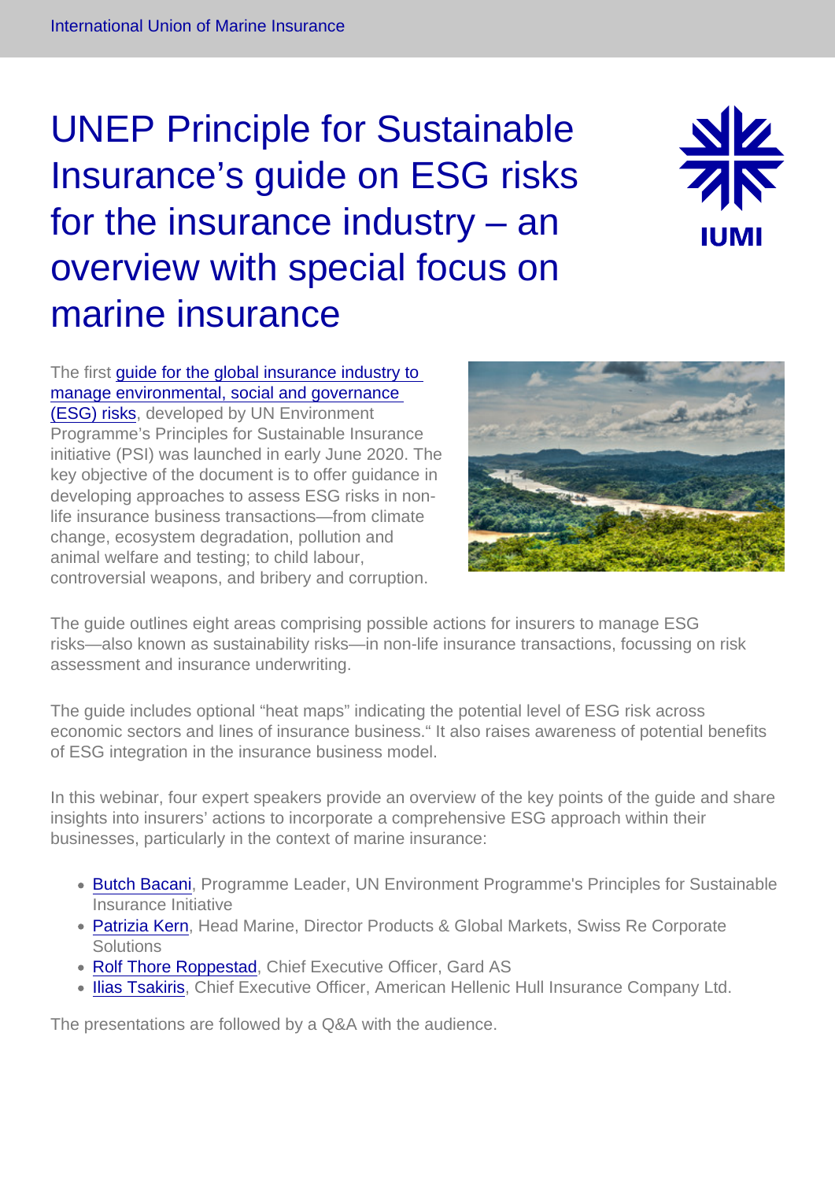# UNEP Principle for Sustainable Insurance's guide on ESG risks for the insurance industry – an overview with special focus on marine insurance

The first guide for the global insurance industry to manage environmental, social and governance (ESG) risks, developed by UN Environment Programme's Principles for Sustainable Insurance initiative (PSI) was launched in early June 2020. The key objective of the document is to offer guidance in developing approaches to assess ESG risks in non-life insurance business transactions—from climate change, ecosystem degradation, pollution and animal welfare and testing; to child labour, controversial weapons, and bribery and corruption.

The guide outlines eight areas comprising possible actions for insurers to manage ESG risks—also known as sustainability risks—in non-life insurance transactions, focussing on risk assessment and insurance underwriting.

The guide includes optional "heat maps" indicating the potential level of ESG risk across economic sectors and lines of insurance business." It also raises awareness of potential benefits of ESG integration in the insurance business model.

In this webinar, four expert speakers provide an overview of the key points of the guide and share insights into insurers' actions to incorporate a comprehensive ESG approach within their businesses, particularly in the context of marine insurance:

- Butch Bacani, Programme Leader, UN Environment Programme's Principles for Sustainable Insurance Initiative
- Patrizia Kern, Head Marine, Director Products & Global Markets, Swiss Re Corporate Solutions
- Rolf Thore Roppestad, Chief Executive Officer, Gard AS
- Ilias Tsakiris, Chief Executive Officer, American Hellenic Hull Insurance Company Ltd.

The presentations are followed by a Q&A with the audience.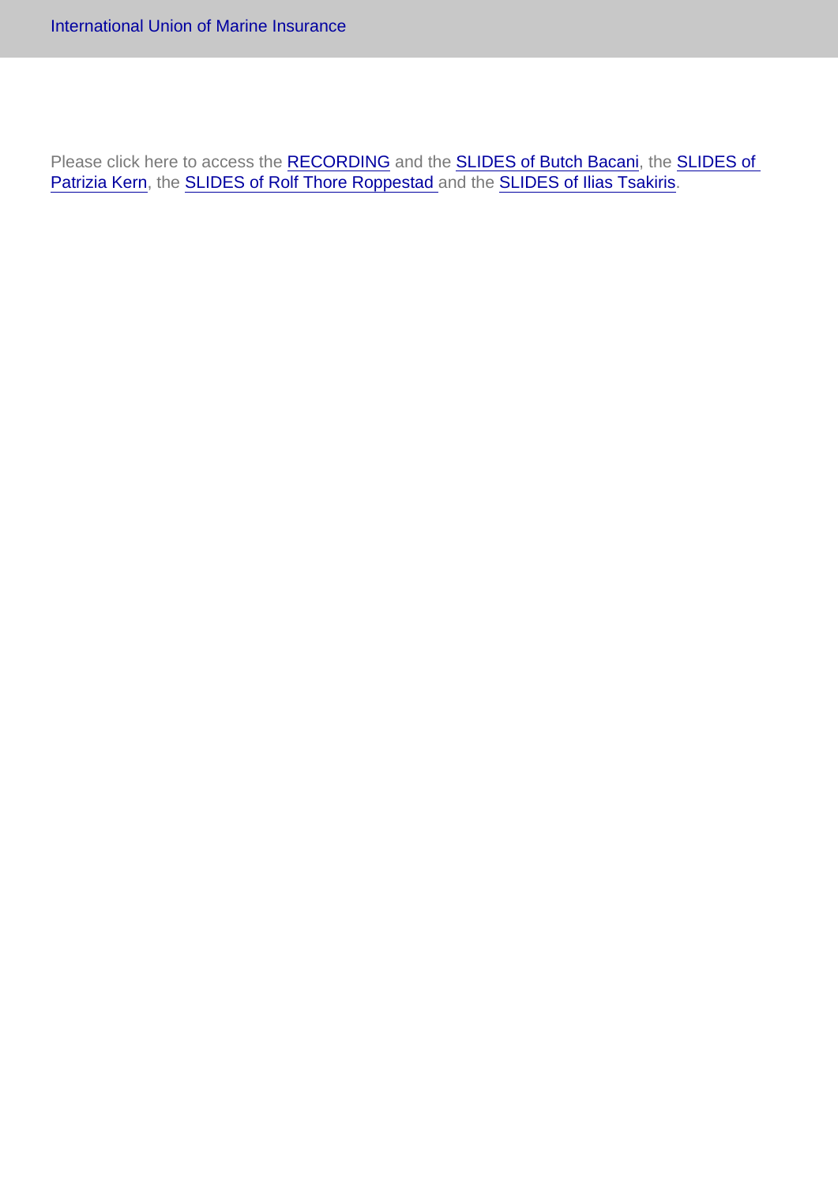Please click here to access the RECORDING and the SLIDES of Butch Bacani, the SLIDES of Patrizia Kern, the SLIDES of Rolf Thore Roppestad and the SLIDES of Ilias Tsakiris.